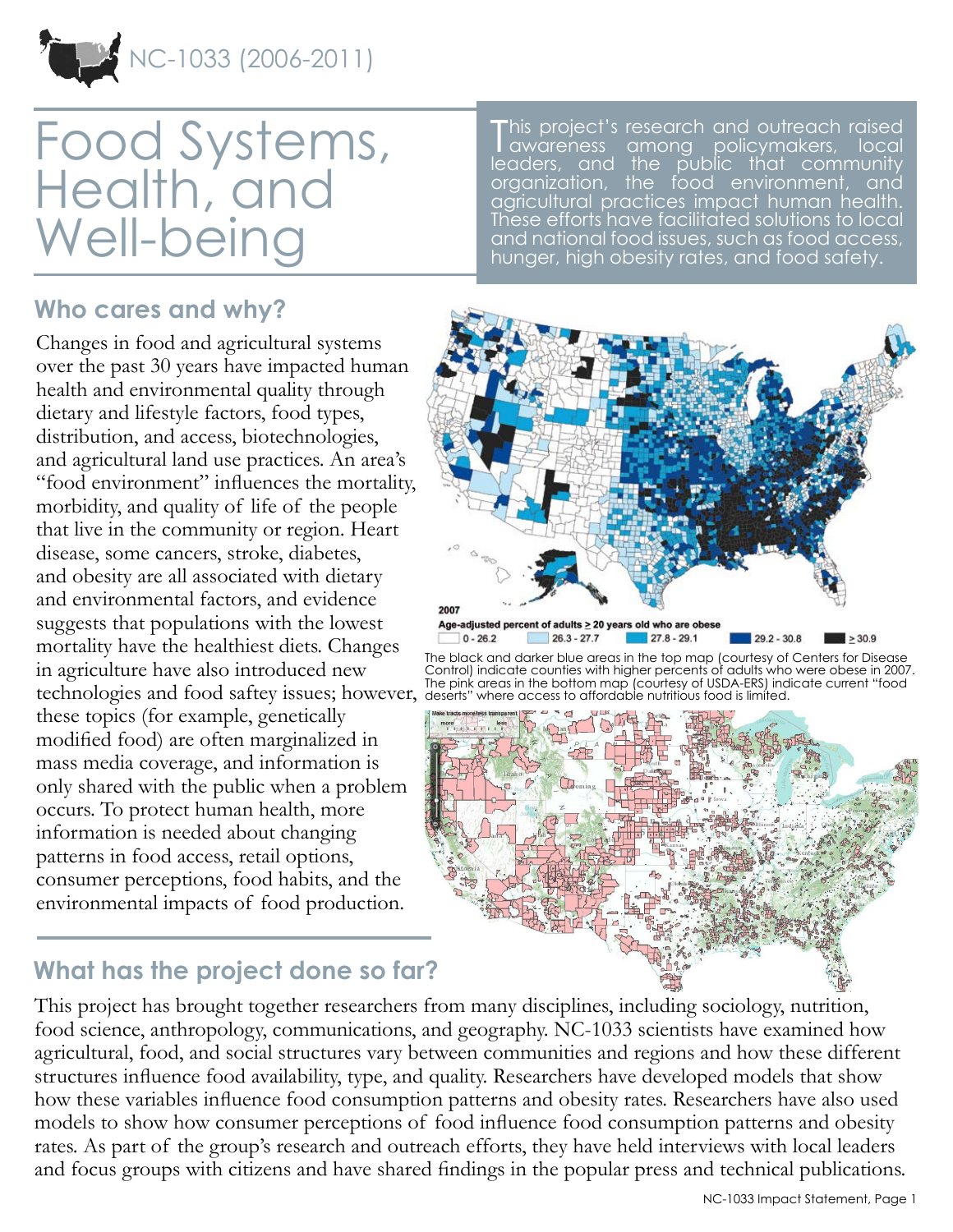NC-1033 (2006-2011)

# Food Systems, Health, and Well-being

This project's research and outreach raised awareness among policymakers, local leaders, and the public that community organization, the food environment, and agricultural practices impact human health. These efforts have facilitated solutions to local and national food issues, such as food access, hunger, high obesity rates, and food safety.

## Who cares and why?

Changes in food and agricultural systems over the past 30 years have impacted human health and environmental quality through dietary and lifestyle factors, food types, distribution, and access, biotechnologies, and agricultural land use practices. An area's "food environment" influences the mortality, morbidity, and quality of life of the people that live in the community or region. Heart disease, some cancers, stroke, diabetes, and obesity are all associated with dietary and environmental factors, and evidence suggests that populations with the lowest mortality have the healthiest diets. Changes in agriculture have also introduced new technologies and food saftey issues; however, these topics (for example, genetically modified food) are often marginalized in mass media coverage, and information is only shared with the public when a problem occurs. To protect human health, more information is needed about changing patterns in food access, retail options, consumer perceptions, food habits, and the environmental impacts of food production.

2007
Age-adjusted percent of adults ≥ 20 years old who are obese
0 - 26.2 | 26.3 - 27.7 | 27.8 - 29.1 | 29.2 - 30.8 | ≥ 30.9

The black and darker blue areas in the top map (courtesy of Centers for Disease Control) indicate counties with higher percents of adults who were obese in 2007. The pink areas in the bottom map (courtesy of USDA-ERS) indicate current "food deserts" where access to affordable nutritious food is limited.

## What has the project done so far?

This project has brought together researchers from many disciplines, including sociology, nutrition, food science, anthropology, communications, and geography. NC-1033 scientists have examined how agricultural, food, and social structures vary between communities and regions and how these different structures influence food availability, type, and quality. Researchers have developed models that show how these variables influence food consumption patterns and obesity rates. Researchers have also used models to show how consumer perceptions of food influence food consumption patterns and obesity rates. As part of the group's research and outreach efforts, they have held interviews with local leaders and focus groups with citizens and have shared findings in the popular press and technical publications.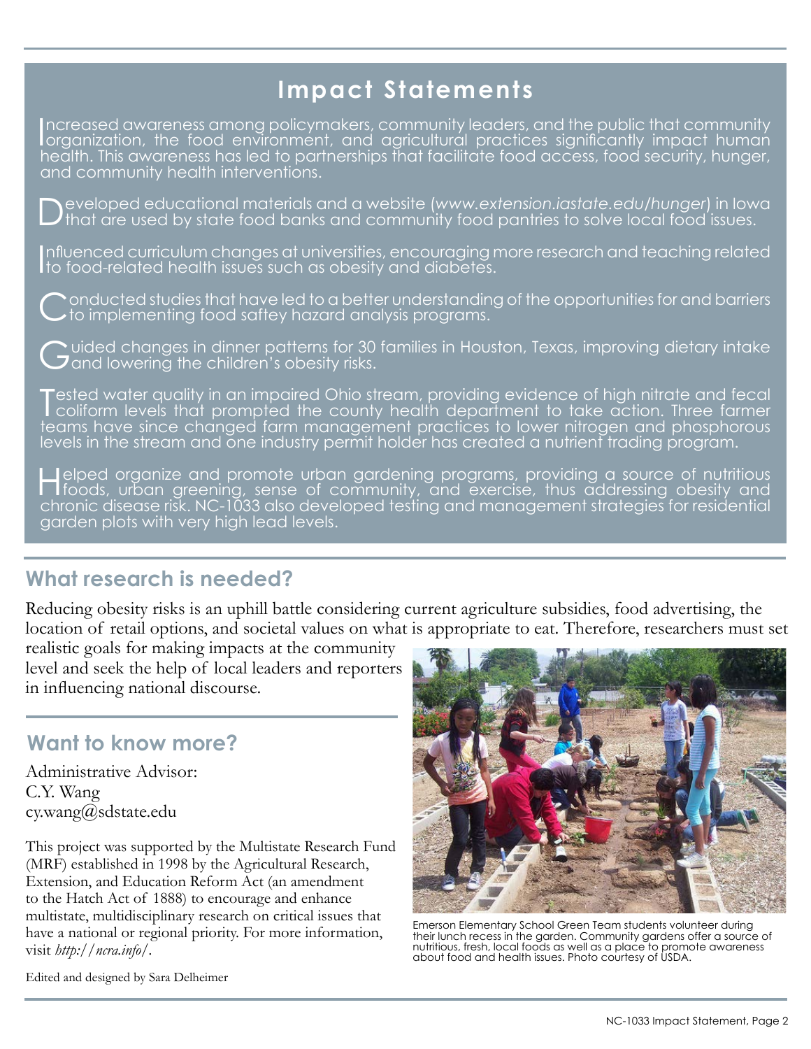## Impact Statements

Increased awareness among policymakers, community leaders, and the public that community organization, the food environment, and agricultural practices significantly impact human health. This awareness has led to partnerships that facilitate food access, food security, hunger, and community health interventions.

Developed educational materials and a website (*www.extension.iastate.edu/hunger*) in Iowa that are used by state food banks and community food pantries to solve local food issues.

Influenced curriculum changes at universities, encouraging more research and teaching related to food-related health issues such as obesity and diabetes.

Conducted studies that have led to a better understanding of the opportunities for and barriers to implementing food saftey hazard analysis programs.

Guided changes in dinner patterns for 30 families in Houston, Texas, improving dietary intake and lowering the children's obesity risks.

Tested water quality in an impaired Ohio stream, providing evidence of high nitrate and fecal coliform levels that prompted the county health department to take action. Three farmer teams have since changed farm management practices to lower nitrogen and phosphorous levels in the stream and one industry permit holder has created a nutrient trading program.

Helped organize and promote urban gardening programs, providing a source of nutritious foods, urban greening, sense of community, and exercise, thus addressing obesity and chronic disease risk. NC-1033 also developed testing and management strategies for residential garden plots with very high lead levels.

## What research is needed?

Reducing obesity risks is an uphill battle considering current agriculture subsidies, food advertising, the location of retail options, and societal values on what is appropriate to eat. Therefore, researchers must set realistic goals for making impacts at the community level and seek the help of local leaders and reporters in influencing national discourse.

## Want to know more?

Administrative Advisor:
C.Y. Wang
cy.wang@sdstate.edu

This project was supported by the Multistate Research Fund (MRF) established in 1998 by the Agricultural Research, Extension, and Education Reform Act (an amendment to the Hatch Act of 1888) to encourage and enhance multistate, multidisciplinary research on critical issues that have a national or regional priority. For more information, visit *http://ncra.info/*.

Edited and designed by Sara Delheimer

Emerson Elementary School Green Team students volunteer during their lunch recess in the garden. Community gardens offer a source of nutritious, fresh, local foods as well as a place to promote awareness about food and health issues. Photo courtesy of USDA.